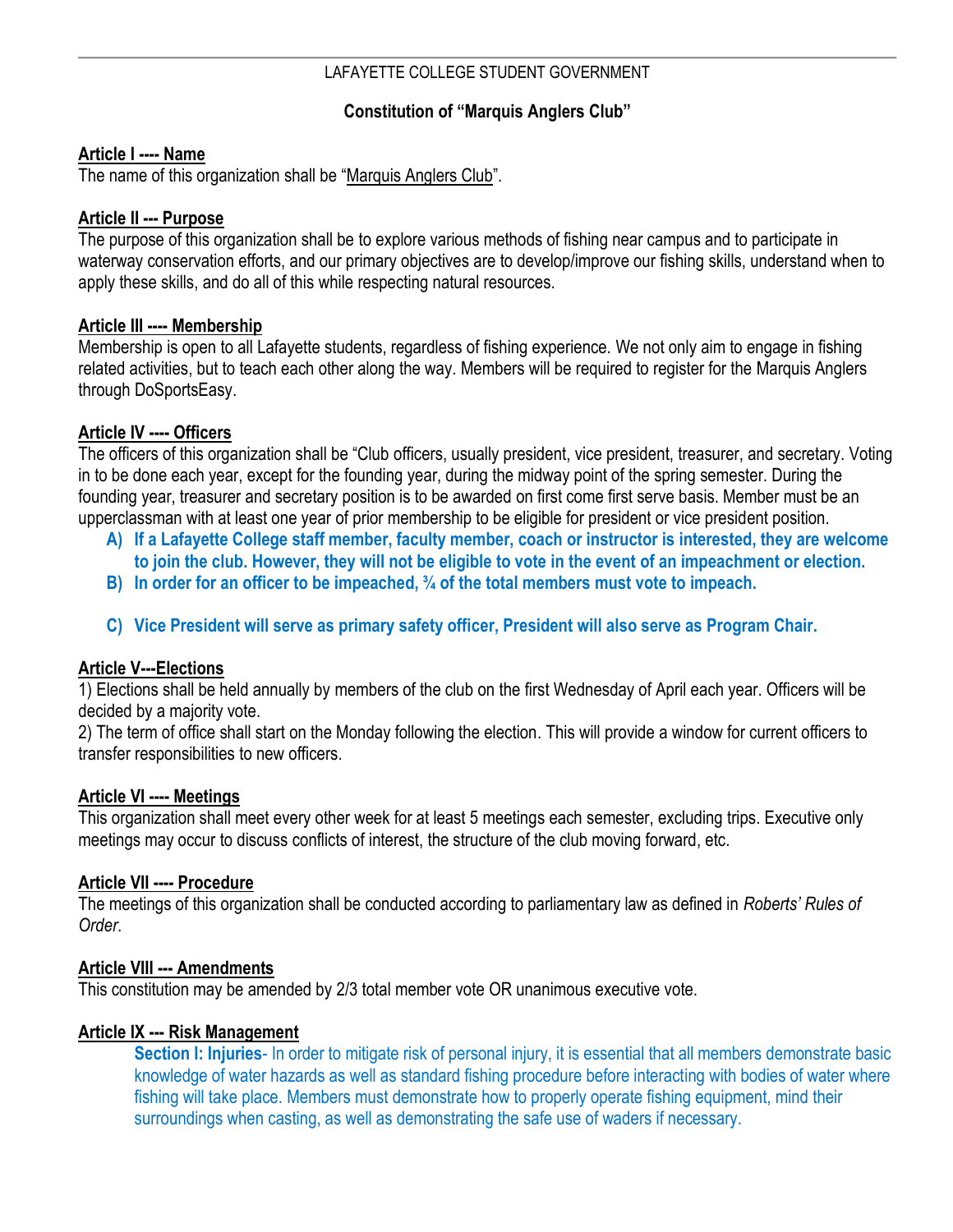LAFAYETTE COLLEGE STUDENT GOVERNMENT

# Constitution of "Marquis Anglers Club"

## Article I ---- Name

The name of this organization shall be "Marquis Anglers Club".

## Article II --- Purpose

The purpose of this organization shall be to explore various methods of fishing near campus and to participate in waterway conservation efforts, and our primary objectives are to develop/improve our fishing skills, understand when to apply these skills, and do all of this while respecting natural resources.

## Article III ---- Membership

Membership is open to all Lafayette students, regardless of fishing experience. We not only aim to engage in fishing related activities, but to teach each other along the way. Members will be required to register for the Marquis Anglers through DoSportsEasy.

## Article IV ---- Officers

The officers of this organization shall be "Club officers, usually president, vice president, treasurer, and secretary. Voting in to be done each year, except for the founding year, during the midway point of the spring semester. During the founding year, treasurer and secretary position is to be awarded on first come first serve basis. Member must be an upperclassman with at least one year of prior membership to be eligible for president or vice president position.

A) **If a Lafayette College staff member, faculty member, coach or instructor is interested, they are welcome to join the club. However, they will not be eligible to vote in the event of an impeachment or election.**
B) **In order for an officer to be impeached, ¾ of the total members must vote to impeach.**
C) **Vice President will serve as primary safety officer, President will also serve as Program Chair.**

## Article V---Elections

1) Elections shall be held annually by members of the club on the first Wednesday of April each year. Officers will be decided by a majority vote.
2) The term of office shall start on the Monday following the election. This will provide a window for current officers to transfer responsibilities to new officers.

## Article VI ---- Meetings

This organization shall meet every other week for at least 5 meetings each semester, excluding trips. Executive only meetings may occur to discuss conflicts of interest, the structure of the club moving forward, etc.

## Article VII ---- Procedure

The meetings of this organization shall be conducted according to parliamentary law as defined in *Roberts' Rules of Order*.

## Article VIII --- Amendments

This constitution may be amended by 2/3 total member vote OR unanimous executive vote.

## Article IX --- Risk Management

**Section I: Injuries**- In order to mitigate risk of personal injury, it is essential that all members demonstrate basic knowledge of water hazards as well as standard fishing procedure before interacting with bodies of water where fishing will take place. Members must demonstrate how to properly operate fishing equipment, mind their surroundings when casting, as well as demonstrating the safe use of waders if necessary.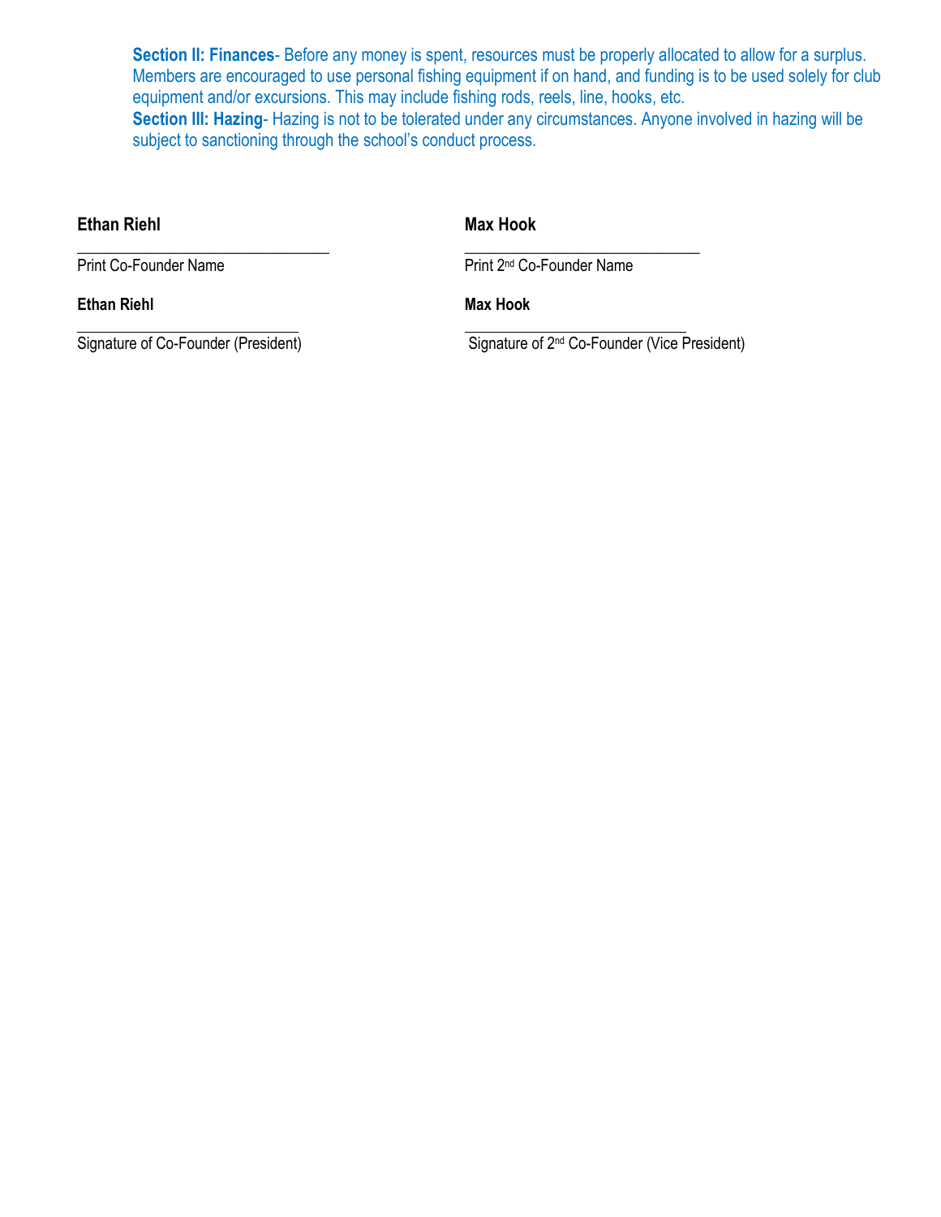**Section II: Finances**- Before any money is spent, resources must be properly allocated to allow for a surplus. Members are encouraged to use personal fishing equipment if on hand, and funding is to be used solely for club equipment and/or excursions. This may include fishing rods, reels, line, hooks, etc.

**Section III: Hazing**- Hazing is not to be tolerated under any circumstances. Anyone involved in hazing will be subject to sanctioning through the school's conduct process.

**Ethan Riehl**
\_\_\_\_\_\_\_\_\_\_\_\_\_\_\_\_\_\_\_\_\_\_\_\_\_\_\_\_\_\_
Print Co-Founder Name

**Ethan Riehl**
\_\_\_\_\_\_\_\_\_\_\_\_\_\_\_\_\_\_\_\_\_\_\_\_\_\_\_\_\_\_
Signature of Co-Founder (President)

**Max Hook**
\_\_\_\_\_\_\_\_\_\_\_\_\_\_\_\_\_\_\_\_\_\_\_\_\_\_\_\_\_\_
Print 2nd Co-Founder Name

**Max Hook**
\_\_\_\_\_\_\_\_\_\_\_\_\_\_\_\_\_\_\_\_\_\_\_\_\_\_\_\_\_\_
Signature of 2nd Co-Founder (Vice President)